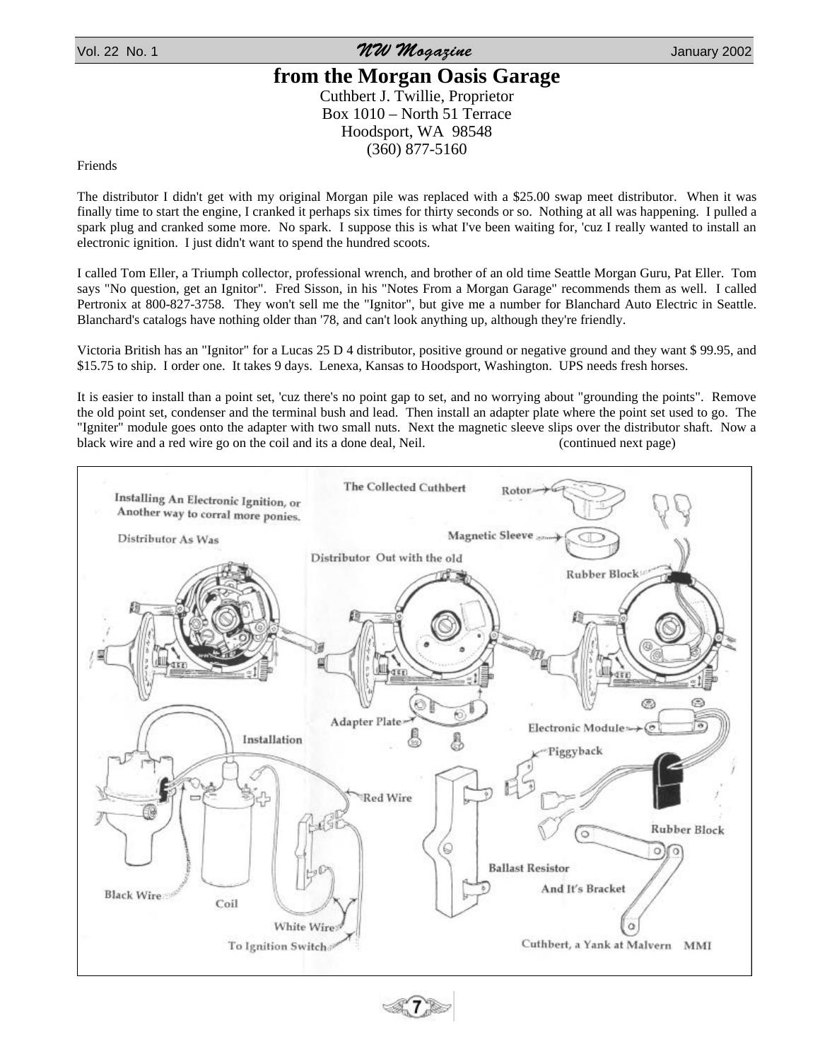# from the Morgan Oasis Garage

Cuthbert J. Twillie, Proprietor
Box 1010 – North 51 Terrace
Hoodsport, WA 98548
(360) 877-5160

Friends

The distributor I didn't get with my original Morgan pile was replaced with a $25.00 swap meet distributor. When it was finally time to start the engine, I cranked it perhaps six times for thirty seconds or so. Nothing at all was happening. I pulled a spark plug and cranked some more. No spark. I suppose this is what I've been waiting for, 'cuz I really wanted to install an electronic ignition. I just didn't want to spend the hundred scoots.

I called Tom Eller, a Triumph collector, professional wrench, and brother of an old time Seattle Morgan Guru, Pat Eller. Tom says "No question, get an Ignitor". Fred Sisson, in his "Notes From a Morgan Garage" recommends them as well. I called Pertronix at 800-827-3758. They won't sell me the "Ignitor", but give me a number for Blanchard Auto Electric in Seattle. Blanchard's catalogs have nothing older than '78, and can't look anything up, although they're friendly.

Victoria British has an "Ignitor" for a Lucas 25 D 4 distributor, positive ground or negative ground and they want $ 99.95, and $15.75 to ship. I order one. It takes 9 days. Lenexa, Kansas to Hoodsport, Washington. UPS needs fresh horses.

It is easier to install than a point set, 'cuz there's no point gap to set, and no worrying about "grounding the points". Remove the old point set, condenser and the terminal bush and lead. Then install an adapter plate where the point set used to go. The "Igniter" module goes onto the adapter with two small nuts. Next the magnetic sleeve slips over the distributor shaft. Now a black wire and a red wire go on the coil and its a done deal, Neil. (continued next page)

Installing An Electronic Ignition, or Another way to corral more ponies. — The Collected Cuthbert

Distributor As Was · Distributor Out with the old · Rotor · Magnetic Sleeve · Rubber Block · Adapter Plate · Electronic Module · Piggyback · Installation · Red Wire · Black Wire · Coil · White Wire · To Ignition Switch · Ballast Resistor And It's Bracket · Rubber Block

Cuthbert, a Yank at Malvern MMI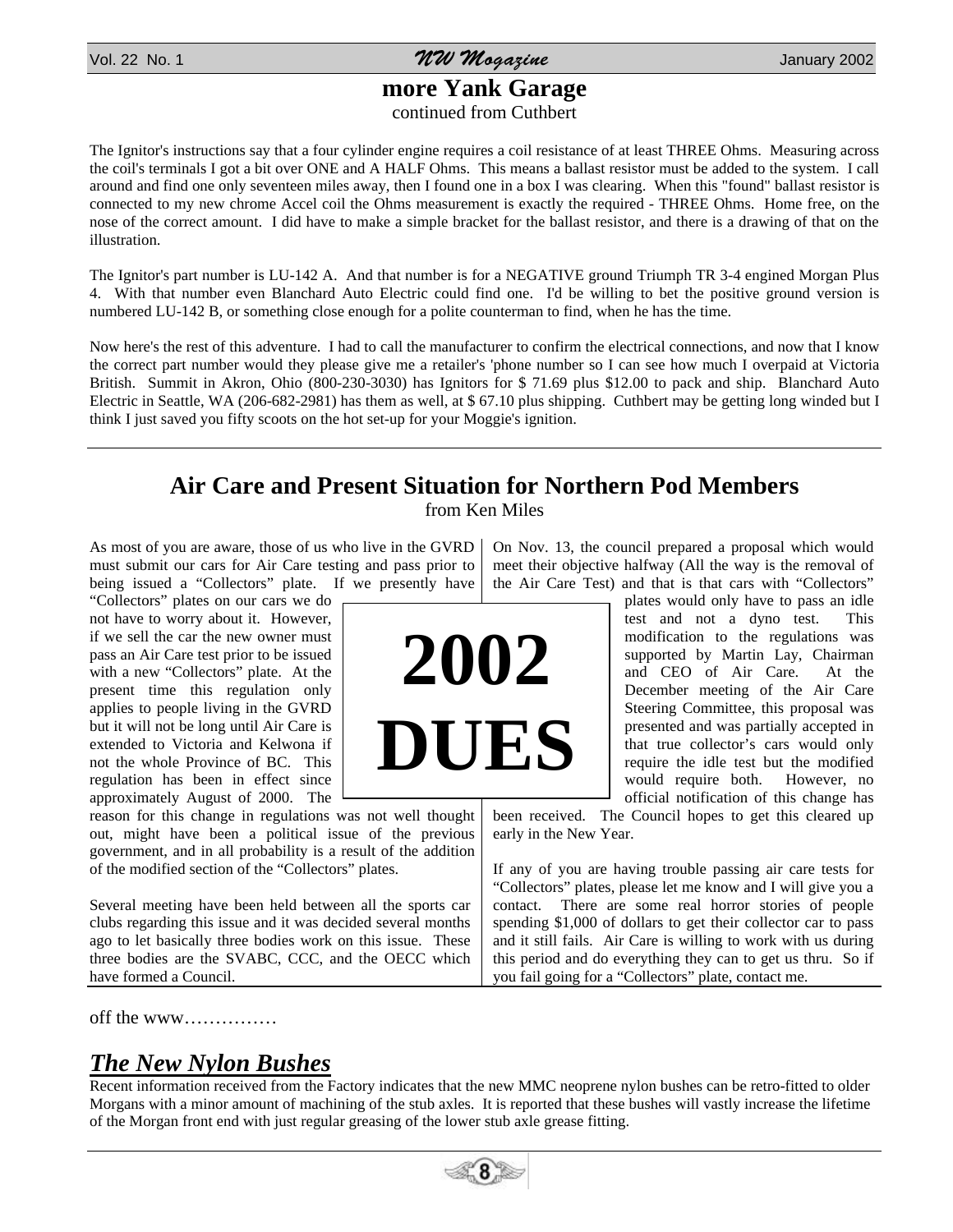## more Yank Garage

continued from Cuthbert

The Ignitor's instructions say that a four cylinder engine requires a coil resistance of at least THREE Ohms. Measuring across the coil's terminals I got a bit over ONE and A HALF Ohms. This means a ballast resistor must be added to the system. I call around and find one only seventeen miles away, then I found one in a box I was clearing. When this "found" ballast resistor is connected to my new chrome Accel coil the Ohms measurement is exactly the required - THREE Ohms. Home free, on the nose of the correct amount. I did have to make a simple bracket for the ballast resistor, and there is a drawing of that on the illustration.

The Ignitor's part number is LU-142 A. And that number is for a NEGATIVE ground Triumph TR 3-4 engined Morgan Plus 4. With that number even Blanchard Auto Electric could find one. I'd be willing to bet the positive ground version is numbered LU-142 B, or something close enough for a polite counterman to find, when he has the time.

Now here's the rest of this adventure. I had to call the manufacturer to confirm the electrical connections, and now that I know the correct part number would they please give me a retailer's 'phone number so I can see how much I overpaid at Victoria British. Summit in Akron, Ohio (800-230-3030) has Ignitors for $ 71.69 plus $12.00 to pack and ship. Blanchard Auto Electric in Seattle, WA (206-682-2981) has them as well, at $ 67.10 plus shipping. Cuthbert may be getting long winded but I think I just saved you fifty scoots on the hot set-up for your Moggie's ignition.

---

## Air Care and Present Situation for Northern Pod Members

from Ken Miles

As most of you are aware, those of us who live in the GVRD must submit our cars for Air Care testing and pass prior to being issued a "Collectors" plate. If we presently have "Collectors" plates on our cars we do not have to worry about it. However, if we sell the car the new owner must pass an Air Care test prior to be issued with a new "Collectors" plate. At the present time this regulation only applies to people living in the GVRD but it will not be long until Air Care is extended to Victoria and Kelwona if not the whole Province of BC. This regulation has been in effect since approximately August of 2000. The reason for this change in regulations was not well thought out, might have been a political issue of the previous government, and in all probability is a result of the addition of the modified section of the "Collectors" plates.

Several meeting have been held between all the sports car clubs regarding this issue and it was decided several months ago to let basically three bodies work on this issue. These three bodies are the SVABC, CCC, and the OECC which have formed a Council.

On Nov. 13, the council prepared a proposal which would meet their objective halfway (All the way is the removal of the Air Care Test) and that is that cars with "Collectors" plates would only have to pass an idle test and not a dyno test. This modification to the regulations was supported by Martin Lay, Chairman and CEO of Air Care. At the December meeting of the Air Care Steering Committee, this proposal was presented and was partially accepted in that true collector's cars would only require the idle test but the modified would require both. However, no official notification of this change has been received. The Council hopes to get this cleared up early in the New Year.

If any of you are having trouble passing air care tests for "Collectors" plates, please let me know and I will give you a contact. There are some real horror stories of people spending $1,000 of dollars to get their collector car to pass and it still fails. Air Care is willing to work with us during this period and do everything they can to get us thru. So if you fail going for a "Collectors" plate, contact me.

**2002 DUES**

---

off the www……………

## *The New Nylon Bushes*

Recent information received from the Factory indicates that the new MMC neoprene nylon bushes can be retro-fitted to older Morgans with a minor amount of machining of the stub axles. It is reported that these bushes will vastly increase the lifetime of the Morgan front end with just regular greasing of the lower stub axle grease fitting.